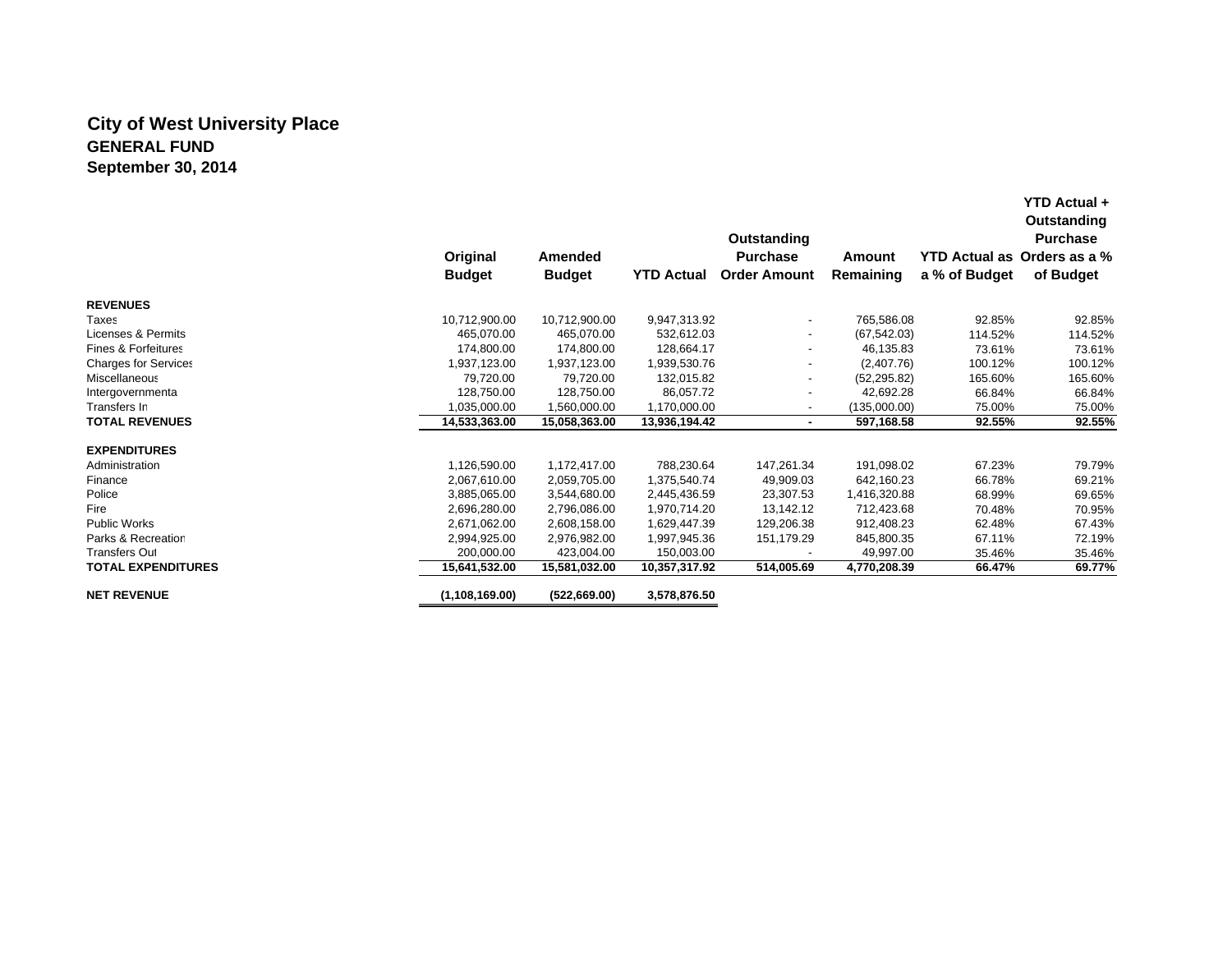# City of West University Place

## GENERAL FUND

## September 30, 2014

| | Original Budget | Amended Budget | YTD Actual | Outstanding Purchase Order Amount | Amount Remaining | YTD Actual as a % of Budget | YTD Actual + Outstanding Purchase Orders as a % of Budget |
|---|---|---|---|---|---|---|---|
| **REVENUES** | | | | | | | |
| Taxes | 10,712,900.00 | 10,712,900.00 | 9,947,313.92 | - | 765,586.08 | 92.85% | 92.85% |
| Licenses & Permits | 465,070.00 | 465,070.00 | 532,612.03 | - | (67,542.03) | 114.52% | 114.52% |
| Fines & Forfeitures | 174,800.00 | 174,800.00 | 128,664.17 | - | 46,135.83 | 73.61% | 73.61% |
| Charges for Services | 1,937,123.00 | 1,937,123.00 | 1,939,530.76 | - | (2,407.76) | 100.12% | 100.12% |
| Miscellaneous | 79,720.00 | 79,720.00 | 132,015.82 | - | (52,295.82) | 165.60% | 165.60% |
| Intergovernmental | 128,750.00 | 128,750.00 | 86,057.72 | - | 42,692.28 | 66.84% | 66.84% |
| Transfers In | 1,035,000.00 | 1,560,000.00 | 1,170,000.00 | - | (135,000.00) | 75.00% | 75.00% |
| **TOTAL REVENUES** | **14,533,363.00** | **15,058,363.00** | **13,936,194.42** | **-** | **597,168.58** | **92.55%** | **92.55%** |
| **EXPENDITURES** | | | | | | | |
| Administration | 1,126,590.00 | 1,172,417.00 | 788,230.64 | 147,261.34 | 191,098.02 | 67.23% | 79.79% |
| Finance | 2,067,610.00 | 2,059,705.00 | 1,375,540.74 | 49,909.03 | 642,160.23 | 66.78% | 69.21% |
| Police | 3,885,065.00 | 3,544,680.00 | 2,445,436.59 | 23,307.53 | 1,416,320.88 | 68.99% | 69.65% |
| Fire | 2,696,280.00 | 2,796,086.00 | 1,970,714.20 | 13,142.12 | 712,423.68 | 70.48% | 70.95% |
| Public Works | 2,671,062.00 | 2,608,158.00 | 1,629,447.39 | 129,206.38 | 912,408.23 | 62.48% | 67.43% |
| Parks & Recreation | 2,994,925.00 | 2,976,982.00 | 1,997,945.36 | 151,179.29 | 845,800.35 | 67.11% | 72.19% |
| Transfers Out | 200,000.00 | 423,004.00 | 150,003.00 | - | 49,997.00 | 35.46% | 35.46% |
| **TOTAL EXPENDITURES** | **15,641,532.00** | **15,581,032.00** | **10,357,317.92** | **514,005.69** | **4,770,208.39** | **66.47%** | **69.77%** |
| **NET REVENUE** | **(1,108,169.00)** | **(522,669.00)** | **3,578,876.50** | | | | |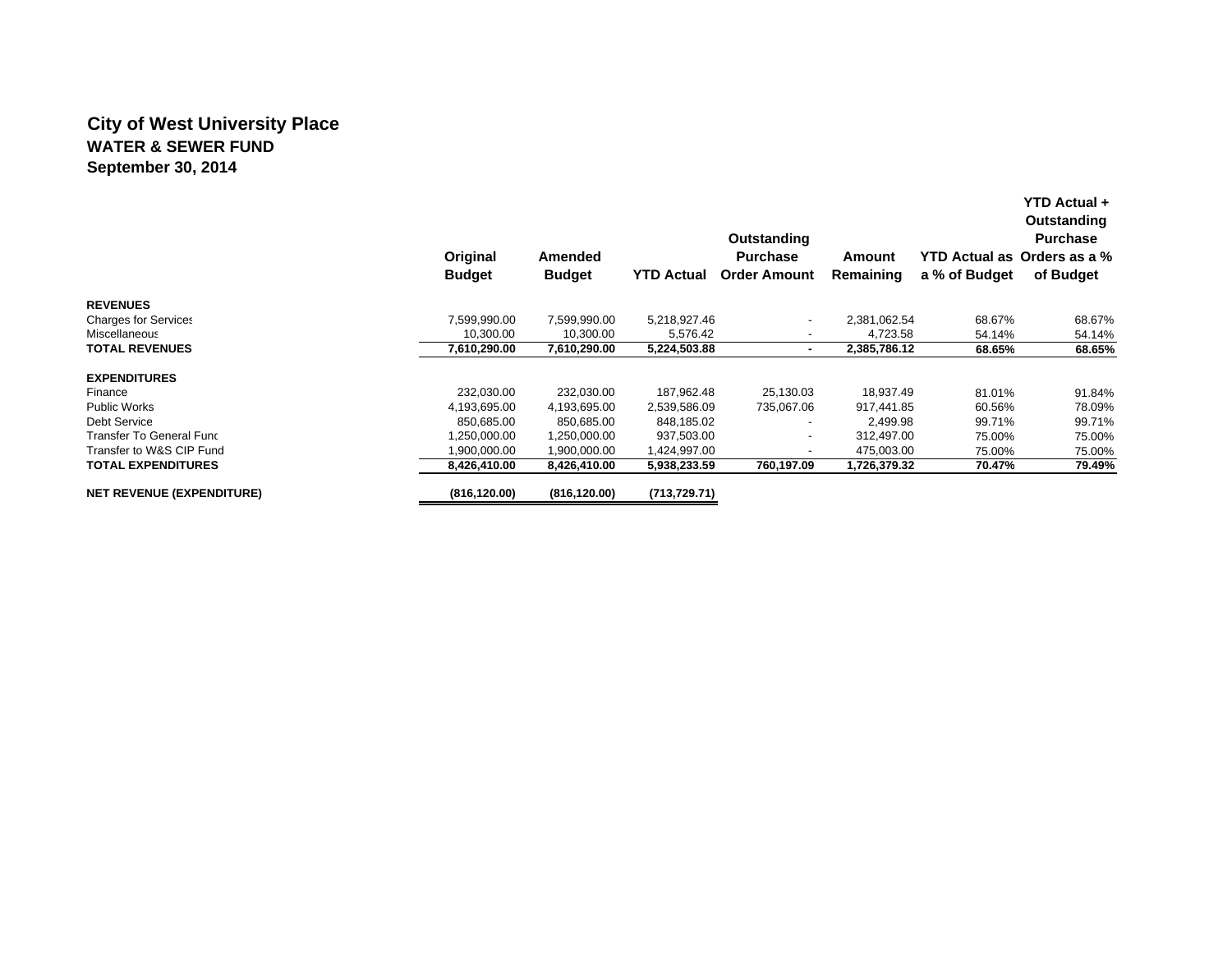# City of West University Place

## WATER & SEWER FUND

## September 30, 2014

| | Original Budget | Amended Budget | YTD Actual | Outstanding Purchase Order Amount | Amount Remaining | YTD Actual as a % of Budget | YTD Actual + Outstanding Purchase Orders as a % of Budget |
|---|---|---|---|---|---|---|---|
| **REVENUES** | | | | | | | |
| Charges for Services | 7,599,990.00 | 7,599,990.00 | 5,218,927.46 | - | 2,381,062.54 | 68.67% | 68.67% |
| Miscellaneous | 10,300.00 | 10,300.00 | 5,576.42 | - | 4,723.58 | 54.14% | 54.14% |
| **TOTAL REVENUES** | **7,610,290.00** | **7,610,290.00** | **5,224,503.88** | **-** | **2,385,786.12** | **68.65%** | **68.65%** |
| **EXPENDITURES** | | | | | | | |
| Finance | 232,030.00 | 232,030.00 | 187,962.48 | 25,130.03 | 18,937.49 | 81.01% | 91.84% |
| Public Works | 4,193,695.00 | 4,193,695.00 | 2,539,586.09 | 735,067.06 | 917,441.85 | 60.56% | 78.09% |
| Debt Service | 850,685.00 | 850,685.00 | 848,185.02 | - | 2,499.98 | 99.71% | 99.71% |
| Transfer To General Fund | 1,250,000.00 | 1,250,000.00 | 937,503.00 | - | 312,497.00 | 75.00% | 75.00% |
| Transfer to W&S CIP Fund | 1,900,000.00 | 1,900,000.00 | 1,424,997.00 | - | 475,003.00 | 75.00% | 75.00% |
| **TOTAL EXPENDITURES** | **8,426,410.00** | **8,426,410.00** | **5,938,233.59** | **760,197.09** | **1,726,379.32** | **70.47%** | **79.49%** |
| **NET REVENUE (EXPENDITURE)** | **(816,120.00)** | **(816,120.00)** | **(713,729.71)** | | | | |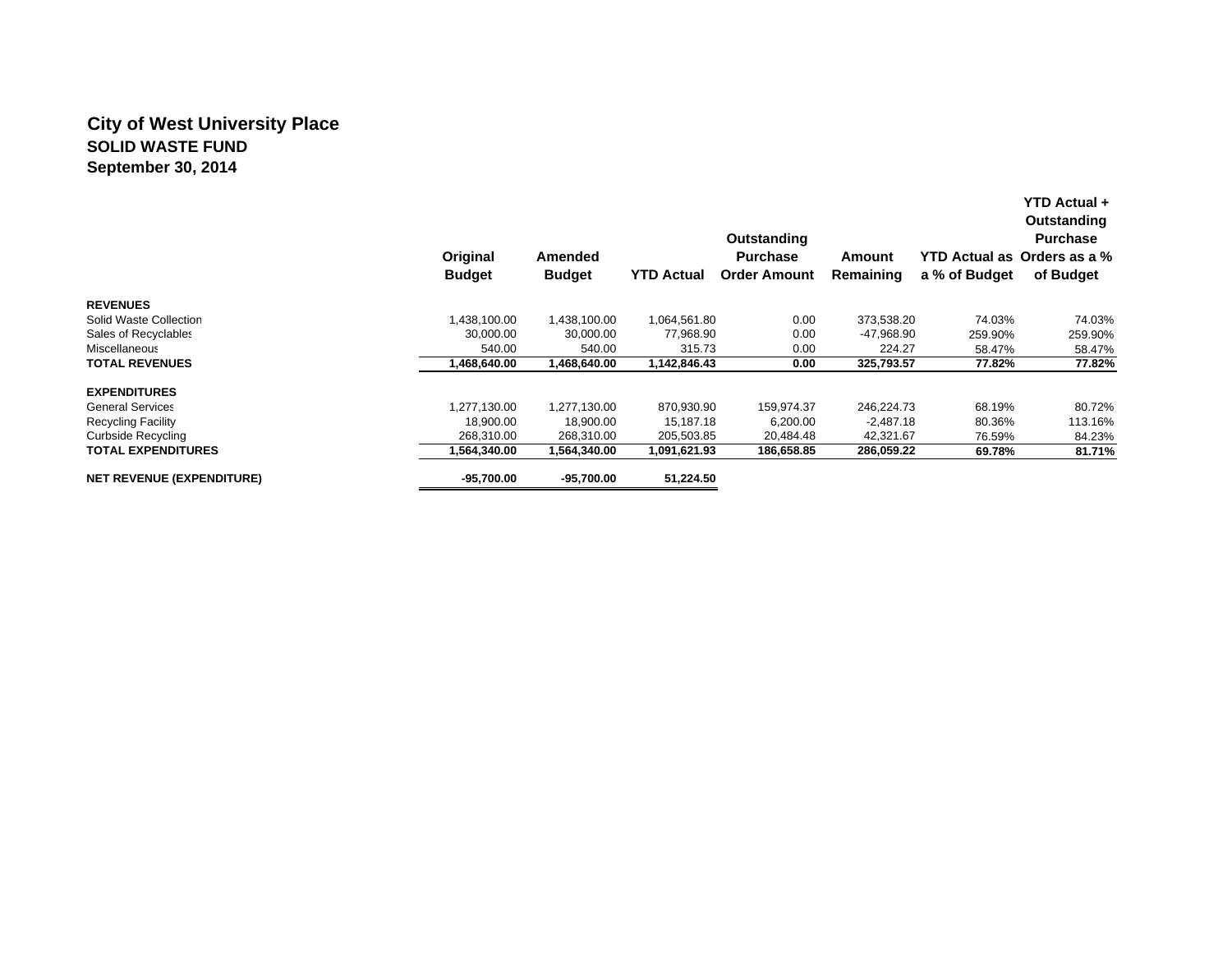## City of West University Place
### SOLID WASTE FUND
### September 30, 2014

| | Original Budget | Amended Budget | YTD Actual | Outstanding Purchase Order Amount | Amount Remaining | YTD Actual as a % of Budget | YTD Actual + Outstanding Purchase Orders as a % of Budget |
|---|---|---|---|---|---|---|---|
| **REVENUES** | | | | | | | |
| Solid Waste Collection | 1,438,100.00 | 1,438,100.00 | 1,064,561.80 | 0.00 | 373,538.20 | 74.03% | 74.03% |
| Sales of Recyclables | 30,000.00 | 30,000.00 | 77,968.90 | 0.00 | -47,968.90 | 259.90% | 259.90% |
| Miscellaneous | 540.00 | 540.00 | 315.73 | 0.00 | 224.27 | 58.47% | 58.47% |
| **TOTAL REVENUES** | **1,468,640.00** | **1,468,640.00** | **1,142,846.43** | **0.00** | **325,793.57** | **77.82%** | **77.82%** |
| **EXPENDITURES** | | | | | | | |
| General Services | 1,277,130.00 | 1,277,130.00 | 870,930.90 | 159,974.37 | 246,224.73 | 68.19% | 80.72% |
| Recycling Facility | 18,900.00 | 18,900.00 | 15,187.18 | 6,200.00 | -2,487.18 | 80.36% | 113.16% |
| Curbside Recycling | 268,310.00 | 268,310.00 | 205,503.85 | 20,484.48 | 42,321.67 | 76.59% | 84.23% |
| **TOTAL EXPENDITURES** | **1,564,340.00** | **1,564,340.00** | **1,091,621.93** | **186,658.85** | **286,059.22** | **69.78%** | **81.71%** |
| **NET REVENUE (EXPENDITURE)** | **-95,700.00** | **-95,700.00** | **51,224.50** | | | | |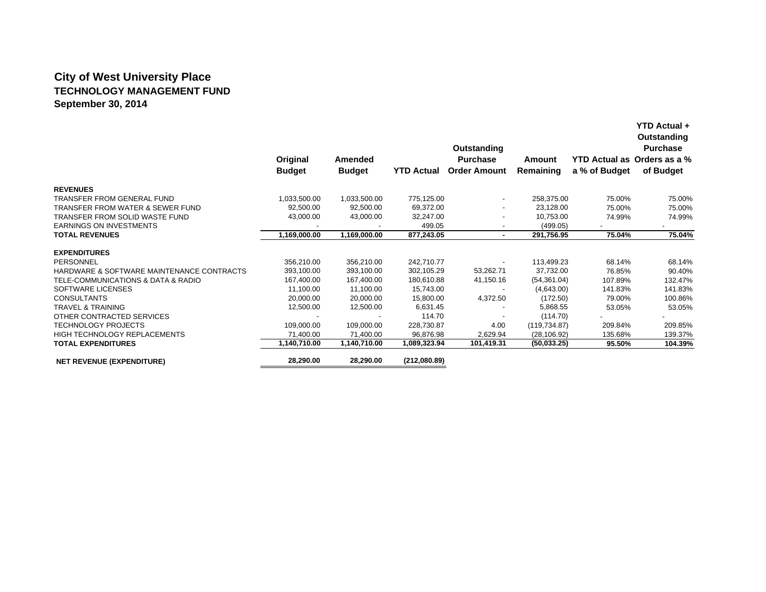# City of West University Place

## TECHNOLOGY MANAGEMENT FUND

### September 30, 2014

| | Original Budget | Amended Budget | YTD Actual | Outstanding Purchase Order Amount | Amount Remaining | YTD Actual as a % of Budget | YTD Actual + Outstanding Purchase Orders as a % of Budget |
|---|---|---|---|---|---|---|---|
| **REVENUES** | | | | | | | |
| TRANSFER FROM GENERAL FUND | 1,033,500.00 | 1,033,500.00 | 775,125.00 | - | 258,375.00 | 75.00% | 75.00% |
| TRANSFER FROM WATER & SEWER FUND | 92,500.00 | 92,500.00 | 69,372.00 | - | 23,128.00 | 75.00% | 75.00% |
| TRANSFER FROM SOLID WASTE FUND | 43,000.00 | 43,000.00 | 32,247.00 | - | 10,753.00 | 74.99% | 74.99% |
| EARNINGS ON INVESTMENTS | - | - | 499.05 | - | (499.05) | - | - |
| **TOTAL REVENUES** | **1,169,000.00** | **1,169,000.00** | **877,243.05** | **-** | **291,756.95** | **75.04%** | **75.04%** |
| **EXPENDITURES** | | | | | | | |
| PERSONNEL | 356,210.00 | 356,210.00 | 242,710.77 | - | 113,499.23 | 68.14% | 68.14% |
| HARDWARE & SOFTWARE MAINTENANCE CONTRACTS | 393,100.00 | 393,100.00 | 302,105.29 | 53,262.71 | 37,732.00 | 76.85% | 90.40% |
| TELE-COMMUNICATIONS & DATA & RADIO | 167,400.00 | 167,400.00 | 180,610.88 | 41,150.16 | (54,361.04) | 107.89% | 132.47% |
| SOFTWARE LICENSES | 11,100.00 | 11,100.00 | 15,743.00 | - | (4,643.00) | 141.83% | 141.83% |
| CONSULTANTS | 20,000.00 | 20,000.00 | 15,800.00 | 4,372.50 | (172.50) | 79.00% | 100.86% |
| TRAVEL & TRAINING | 12,500.00 | 12,500.00 | 6,631.45 | - | 5,868.55 | 53.05% | 53.05% |
| OTHER CONTRACTED SERVICES | - | - | 114.70 | - | (114.70) | - | - |
| TECHNOLOGY PROJECTS | 109,000.00 | 109,000.00 | 228,730.87 | 4.00 | (119,734.87) | 209.84% | 209.85% |
| HIGH TECHNOLOGY REPLACEMENTS | 71,400.00 | 71,400.00 | 96,876.98 | 2,629.94 | (28,106.92) | 135.68% | 139.37% |
| **TOTAL EXPENDITURES** | **1,140,710.00** | **1,140,710.00** | **1,089,323.94** | **101,419.31** | **(50,033.25)** | **95.50%** | **104.39%** |
| **NET REVENUE (EXPENDITURE)** | **28,290.00** | **28,290.00** | **(212,080.89)** | | | | |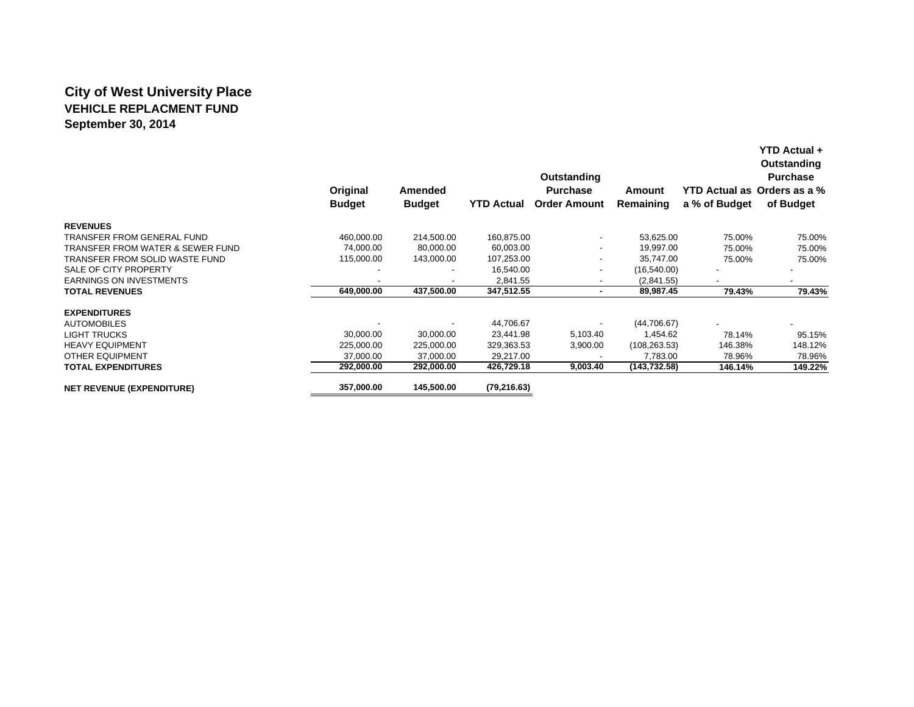# City of West University Place
## VEHICLE REPLACMENT FUND
## September 30, 2014

| | Original Budget | Amended Budget | YTD Actual | Outstanding Purchase Order Amount | Amount Remaining | YTD Actual as a % of Budget | YTD Actual + Outstanding Purchase Orders as a % of Budget |
|---|---|---|---|---|---|---|---|
| **REVENUES** | | | | | | | |
| TRANSFER FROM GENERAL FUND | 460,000.00 | 214,500.00 | 160,875.00 | - | 53,625.00 | 75.00% | 75.00% |
| TRANSFER FROM WATER & SEWER FUND | 74,000.00 | 80,000.00 | 60,003.00 | - | 19,997.00 | 75.00% | 75.00% |
| TRANSFER FROM SOLID WASTE FUND | 115,000.00 | 143,000.00 | 107,253.00 | - | 35,747.00 | 75.00% | 75.00% |
| SALE OF CITY PROPERTY | - | - | 16,540.00 | - | (16,540.00) | - | - |
| EARNINGS ON INVESTMENTS | - | - | 2,841.55 | - | (2,841.55) | - | - |
| **TOTAL REVENUES** | **649,000.00** | **437,500.00** | **347,512.55** | **-** | **89,987.45** | **79.43%** | **79.43%** |
| **EXPENDITURES** | | | | | | | |
| AUTOMOBILES | - | - | 44,706.67 | - | (44,706.67) | - | - |
| LIGHT TRUCKS | 30,000.00 | 30,000.00 | 23,441.98 | 5,103.40 | 1,454.62 | 78.14% | 95.15% |
| HEAVY EQUIPMENT | 225,000.00 | 225,000.00 | 329,363.53 | 3,900.00 | (108,263.53) | 146.38% | 148.12% |
| OTHER EQUIPMENT | 37,000.00 | 37,000.00 | 29,217.00 | - | 7,783.00 | 78.96% | 78.96% |
| **TOTAL EXPENDITURES** | **292,000.00** | **292,000.00** | **426,729.18** | **9,003.40** | **(143,732.58)** | **146.14%** | **149.22%** |
| **NET REVENUE (EXPENDITURE)** | **357,000.00** | **145,500.00** | **(79,216.63)** | | | | |